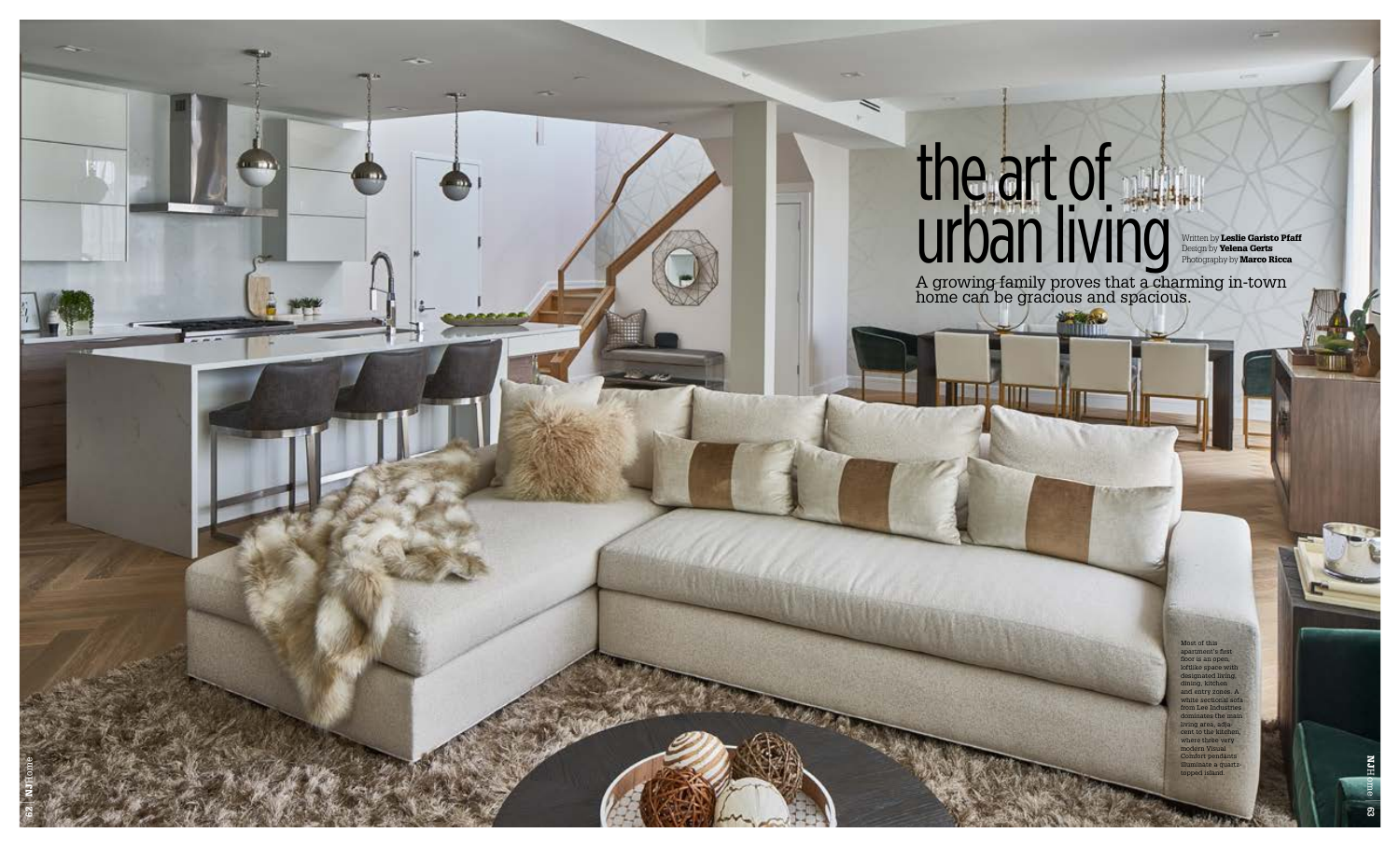# the art of urban living

Written by **Leslie Garisto Pfaff**
Design by **Yelena Gerts**
Photography by **Marco Ricca**

A growing family proves that a charming in-town home can be gracious and spacious.

Most of this apartment's first floor is an open, loftlike space with designated living, dining, kitchen and entry zones. A white sectional sofa from Lee Industries dominates the main living area, adjacent to the kitchen, where three very modern Visual Comfort pendants illuminate a quartz-topped island.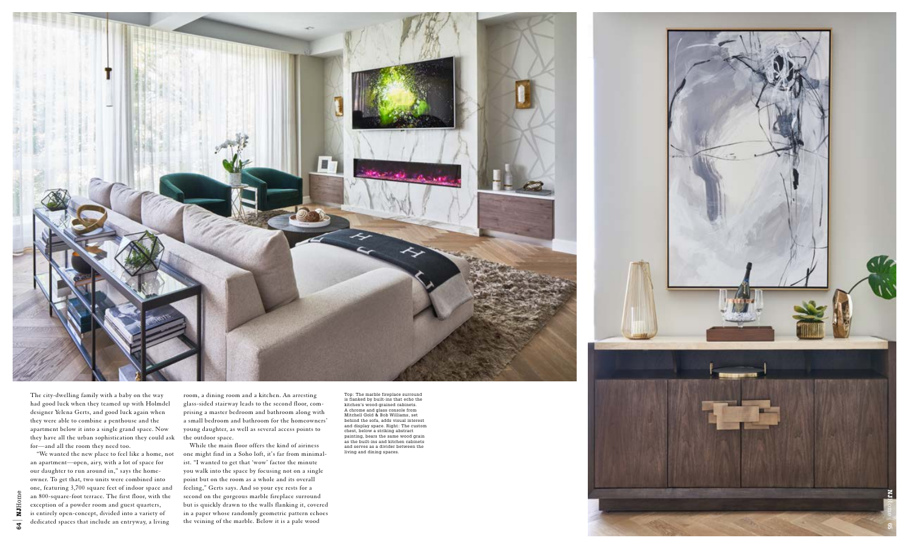The city-dwelling family with a baby on the way had good luck when they teamed up with Holmdel designer Yelena Gerts, and good luck again when they were able to combine a penthouse and the apartment below it into a single grand space. Now they have all the urban sophistication they could ask for—and all the room they need too.

"We wanted the new place to feel like a home, not an apartment—open, airy, with a lot of space for our daughter to run around in," says the homeowner. To get that, two units were combined into one, featuring 3,700 square feet of indoor space and an 800-square-foot terrace. The first floor, with the exception of a powder room and guest quarters, is entirely open-concept, divided into a variety of dedicated spaces that include an entryway, a living room, a dining room and a kitchen. An arresting glass-sided stairway leads to the second floor, comprising a master bedroom and bathroom along with a small bedroom and bathroom for the homeowners' young daughter, as well as several access points to the outdoor space.

While the main floor offers the kind of airiness one might find in a Soho loft, it's far from minimalist. "I wanted to get that 'wow' factor the minute you walk into the space by focusing not on a single point but on the room as a whole and its overall feeling," Gerts says. And so your eye rests for a second on the gorgeous marble fireplace surround but is quickly drawn to the walls flanking it, covered in a paper whose randomly geometric pattern echoes the veining of the marble. Below it is a pale wood

Top: The marble fireplace surround is flanked by built-ins that echo the kitchen's wood-grained cabinets. A chrome and glass console from Mitchell Gold & Bob Williams, set behind the sofa, adds visual interest and display space. Right: The custom chest, below a striking abstract painting, bears the same wood grain as the built-ins and kitchen cabinets and serves as a divider between the living and dining spaces.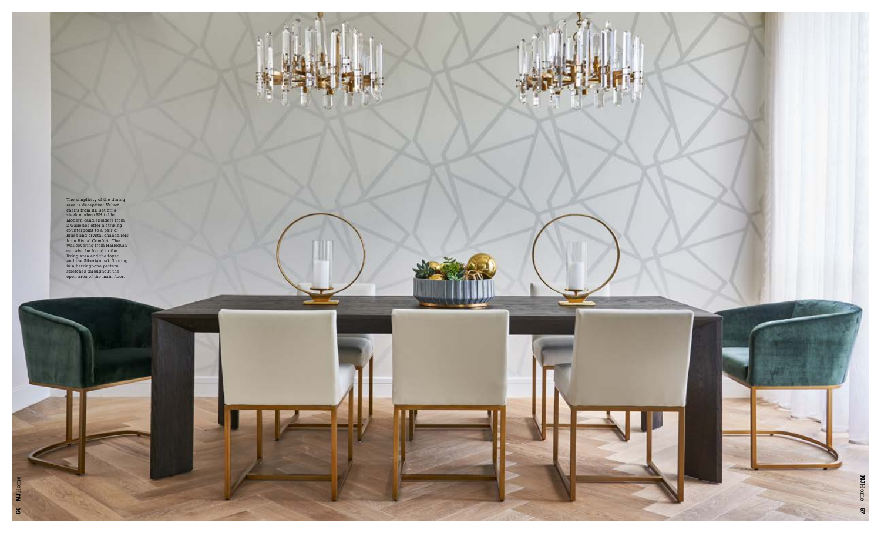The simplicity of the dining area is deceptive: Velvet chairs from RH set off a sleek modern RH table. Modern candleholders from Z Galleries offer a striking counterpoint to a pair of brass and crystal chandeliers from Visual Comfort. The wallcovering from Harlequin can also be found in the living area and the foyer, and the Siberian oak flooring in a herringbone pattern stretches throughout the open area of the main floor.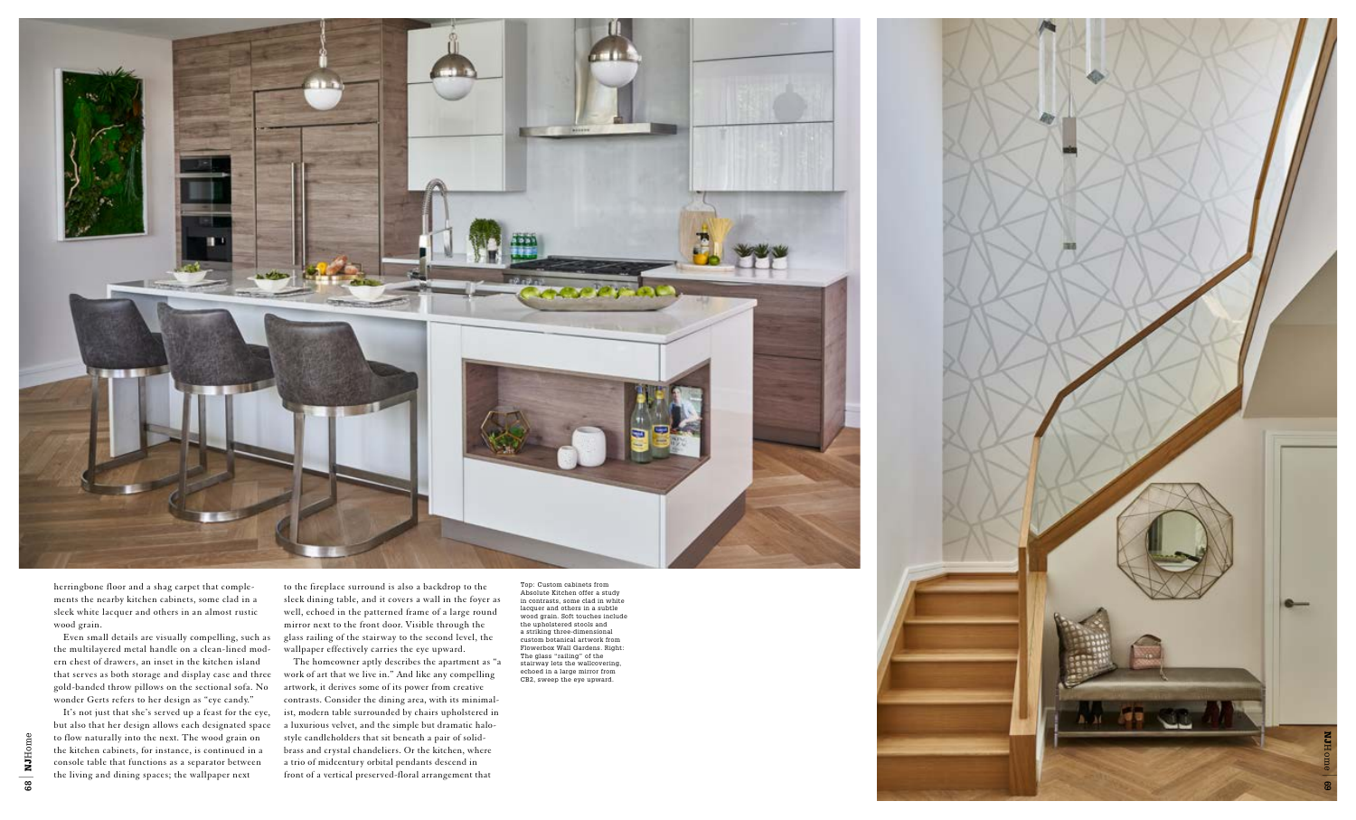herringbone floor and a shag carpet that complements the nearby kitchen cabinets, some clad in a sleek white lacquer and others in an almost rustic wood grain.

Even small details are visually compelling, such as the multilayered metal handle on a clean-lined modern chest of drawers, an inset in the kitchen island that serves as both storage and display case and three gold-banded throw pillows on the sectional sofa. No wonder Gerts refers to her design as "eye candy."

It's not just that she's served up a feast for the eye, but also that her design allows each designated space to flow naturally into the next. The wood grain on the kitchen cabinets, for instance, is continued in a console table that functions as a separator between the living and dining spaces; the wallpaper next to the fireplace surround is also a backdrop to the sleek dining table, and it covers a wall in the foyer as well, echoed in the patterned frame of a large round mirror next to the front door. Visible through the glass railing of the stairway to the second level, the wallpaper effectively carries the eye upward.

The homeowner aptly describes the apartment as "a work of art that we live in." And like any compelling artwork, it derives some of its power from creative contrasts. Consider the dining area, with its minimalist, modern table surrounded by chairs upholstered in a luxurious velvet, and the simple but dramatic halo-style candleholders that sit beneath a pair of solid-brass and crystal chandeliers. Or the kitchen, where a trio of midcentury orbital pendants descend in front of a vertical preserved-floral arrangement that

Top: Custom cabinets from Absolute Kitchen offer a study in contrasts, some clad in white lacquer and others in a subtle wood grain. Soft touches include the upholstered stools and a striking three-dimensional custom botanical artwork from Flowerbox Wall Gardens. Right: The glass "railing" of the stairway lets the wallcovering, echoed in a large mirror from CB2, sweep the eye upward.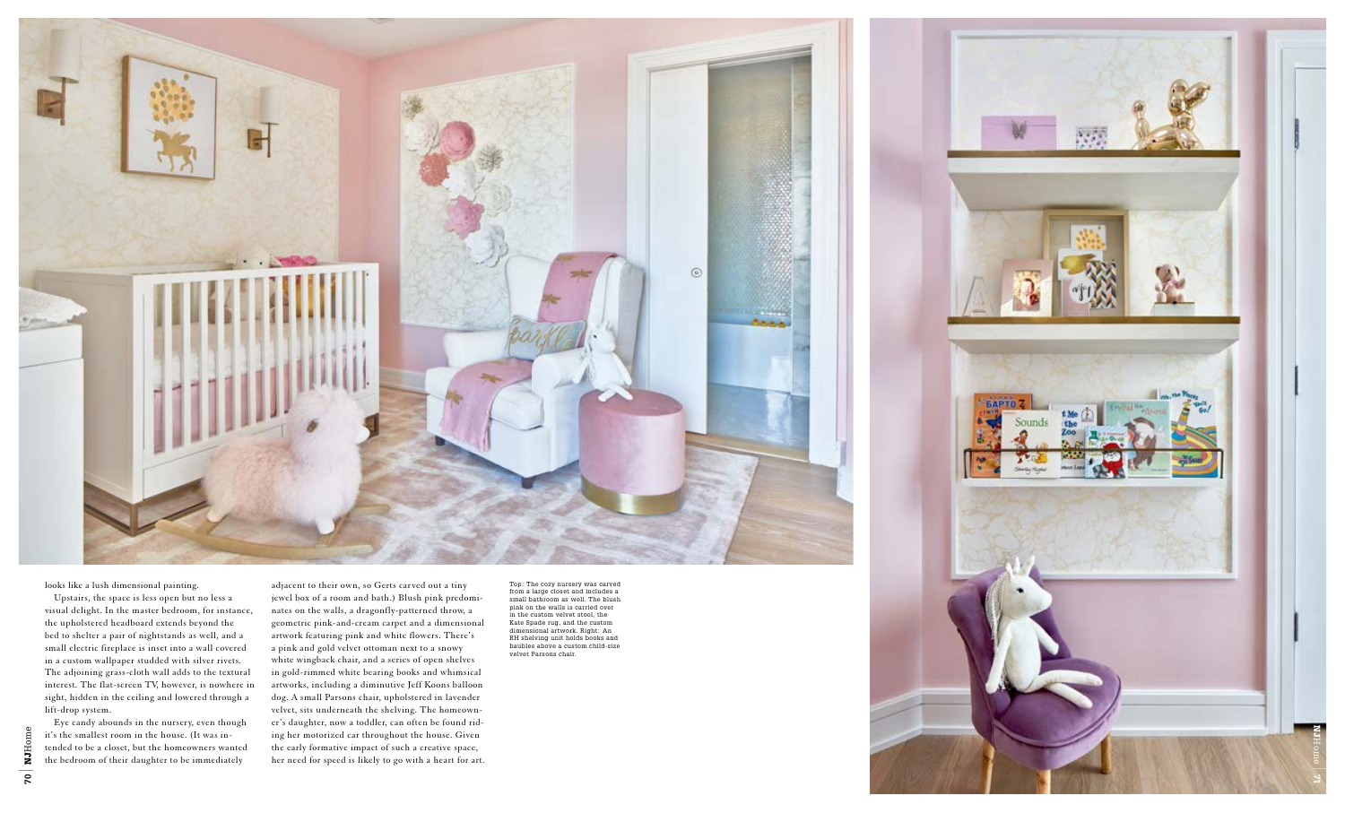looks like a lush dimensional painting.

Upstairs, the space is less open but no less a visual delight. In the master bedroom, for instance, the upholstered headboard extends beyond the bed to shelter a pair of nightstands as well, and a small electric fireplace is inset into a wall covered in a custom wallpaper studded with silver rivets. The adjoining grass-cloth wall adds to the textural interest. The flat-screen TV, however, is nowhere in sight, hidden in the ceiling and lowered through a lift-drop system.

Eye candy abounds in the nursery, even though it's the smallest room in the house. (It was intended to be a closet, but the homeowners wanted the bedroom of their daughter to be immediately adjacent to their own, so Gerts carved out a tiny jewel box of a room and bath.) Blush pink predominates on the walls, a dragonfly-patterned throw, a geometric pink-and-cream carpet and a dimensional artwork featuring pink and white flowers. There's a pink and gold velvet ottoman next to a snowy white wingback chair, and a series of open shelves in gold-rimmed white bearing books and whimsical artworks, including a diminutive Jeff Koons balloon dog. A small Parsons chair, upholstered in lavender velvet, sits underneath the shelving. The homeowner's daughter, now a toddler, can often be found riding her motorized car throughout the house. Given the early formative impact of such a creative space, her need for speed is likely to go with a heart for art.

Top: The cozy nursery was carved from a large closet and includes a small bathroom as well. The blush pink on the walls is carried over in the custom velvet stool, the Kate Spade rug, and the custom dimensional artwork. Right: An RH shelving unit holds books and baubles above a custom child-size velvet Parsons chair.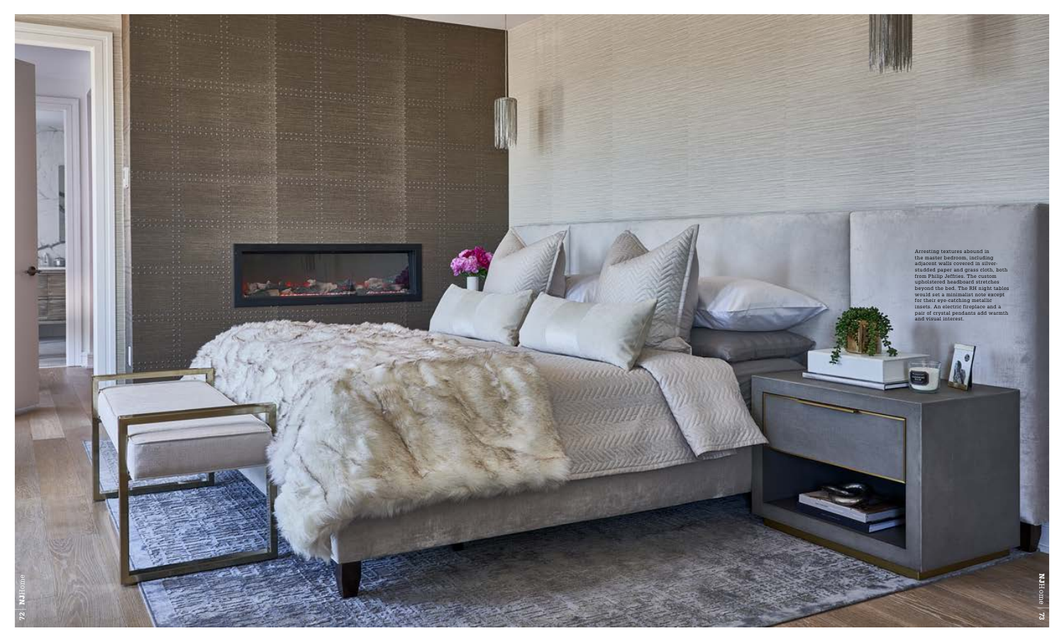Arresting textures abound in the master bedroom, including adjacent walls covered in silver-studded paper and grass cloth, both from Philip Jeffries. The custom upholstered headboard stretches beyond the bed. The RH night tables would set a minimalist note except for their eye-catching metallic insets. An electric fireplace and a pair of crystal pendants add warmth and visual interest.